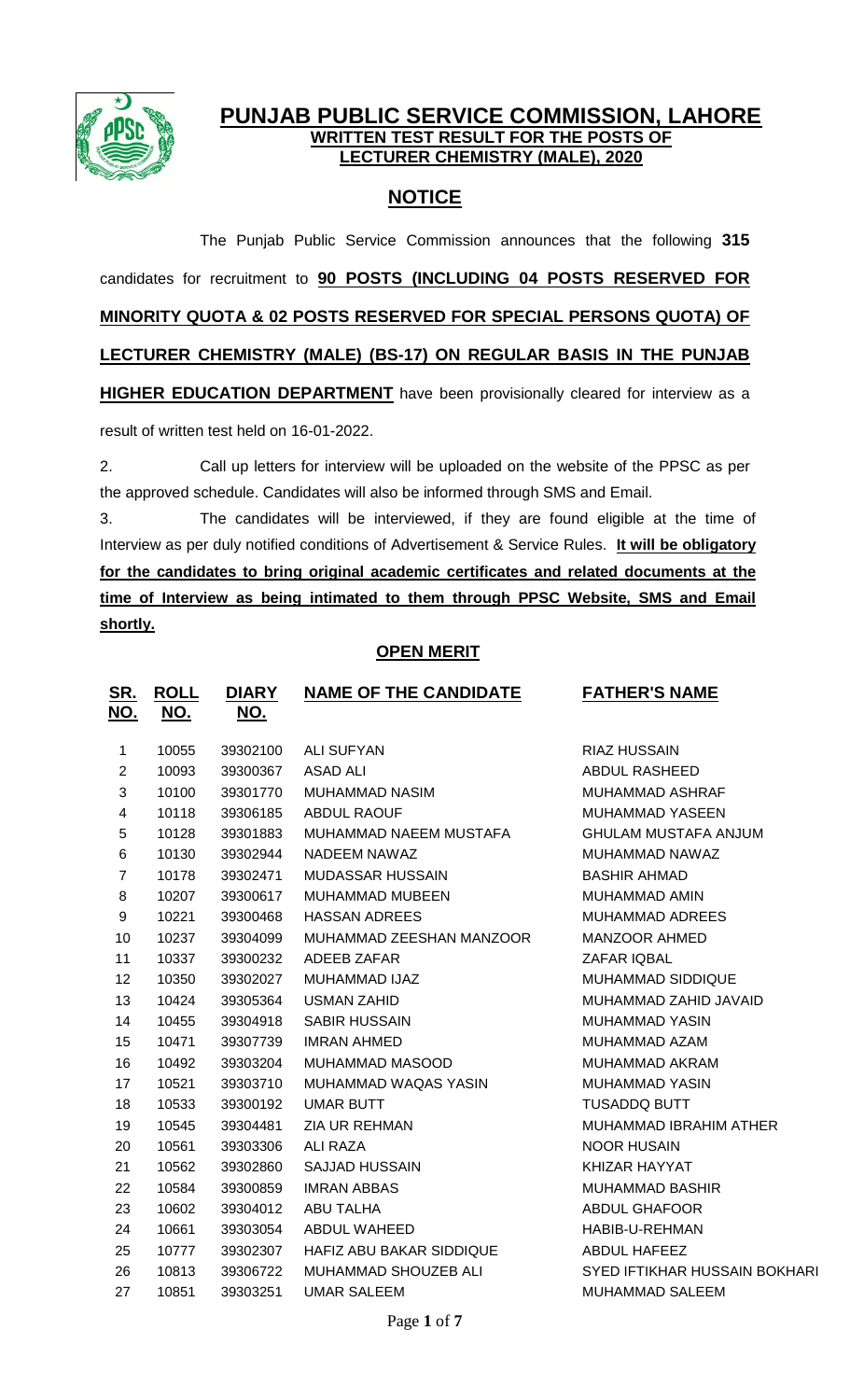# PUNJAB PUBLIC SERVICE COMMISSION, LAHORE

## WRITTEN TEST RESULT FOR THE POSTS OF LECTURER CHEMISTRY (MALE), 2020

## NOTICE

The Punjab Public Service Commission announces that the following **315** candidates for recruitment to **90 POSTS (INCLUDING 04 POSTS RESERVED FOR MINORITY QUOTA & 02 POSTS RESERVED FOR SPECIAL PERSONS QUOTA) OF LECTURER CHEMISTRY (MALE) (BS-17) ON REGULAR BASIS IN THE PUNJAB HIGHER EDUCATION DEPARTMENT** have been provisionally cleared for interview as a result of written test held on 16-01-2022.

2. Call up letters for interview will be uploaded on the website of the PPSC as per the approved schedule. Candidates will also be informed through SMS and Email.

3. The candidates will be interviewed, if they are found eligible at the time of Interview as per duly notified conditions of Advertisement & Service Rules. **It will be obligatory for the candidates to bring original academic certificates and related documents at the time of Interview as being intimated to them through PPSC Website, SMS and Email shortly.**

### OPEN MERIT

| SR. NO. | ROLL NO. | DIARY NO. | NAME OF THE CANDIDATE | FATHER'S NAME |
|---|---|---|---|---|
| 1 | 10055 | 39302100 | ALI SUFYAN | RIAZ HUSSAIN |
| 2 | 10093 | 39300367 | ASAD ALI | ABDUL RASHEED |
| 3 | 10100 | 39301770 | MUHAMMAD NASIM | MUHAMMAD ASHRAF |
| 4 | 10118 | 39306185 | ABDUL RAOUF | MUHAMMAD YASEEN |
| 5 | 10128 | 39301883 | MUHAMMAD NAEEM MUSTAFA | GHULAM MUSTAFA ANJUM |
| 6 | 10130 | 39302944 | NADEEM NAWAZ | MUHAMMAD NAWAZ |
| 7 | 10178 | 39302471 | MUDASSAR HUSSAIN | BASHIR AHMAD |
| 8 | 10207 | 39300617 | MUHAMMAD MUBEEN | MUHAMMAD AMIN |
| 9 | 10221 | 39300468 | HASSAN ADREES | MUHAMMAD ADREES |
| 10 | 10237 | 39304099 | MUHAMMAD ZEESHAN MANZOOR | MANZOOR AHMED |
| 11 | 10337 | 39300232 | ADEEB ZAFAR | ZAFAR IQBAL |
| 12 | 10350 | 39302027 | MUHAMMAD IJAZ | MUHAMMAD SIDDIQUE |
| 13 | 10424 | 39305364 | USMAN ZAHID | MUHAMMAD ZAHID JAVAID |
| 14 | 10455 | 39304918 | SABIR HUSSAIN | MUHAMMAD YASIN |
| 15 | 10471 | 39307739 | IMRAN AHMED | MUHAMMAD AZAM |
| 16 | 10492 | 39303204 | MUHAMMAD MASOOD | MUHAMMAD AKRAM |
| 17 | 10521 | 39303710 | MUHAMMAD WAQAS YASIN | MUHAMMAD YASIN |
| 18 | 10533 | 39300192 | UMAR BUTT | TUSADDQ BUTT |
| 19 | 10545 | 39304481 | ZIA UR REHMAN | MUHAMMAD IBRAHIM ATHER |
| 20 | 10561 | 39303306 | ALI RAZA | NOOR HUSAIN |
| 21 | 10562 | 39302860 | SAJJAD HUSSAIN | KHIZAR HAYYAT |
| 22 | 10584 | 39300859 | IMRAN ABBAS | MUHAMMAD BASHIR |
| 23 | 10602 | 39304012 | ABU TALHA | ABDUL GHAFOOR |
| 24 | 10661 | 39303054 | ABDUL WAHEED | HABIB-U-REHMAN |
| 25 | 10777 | 39302307 | HAFIZ ABU BAKAR SIDDIQUE | ABDUL HAFEEZ |
| 26 | 10813 | 39306722 | MUHAMMAD SHOUZEB ALI | SYED IFTIKHAR HUSSAIN BOKHARI |
| 27 | 10851 | 39303251 | UMAR SALEEM | MUHAMMAD SALEEM |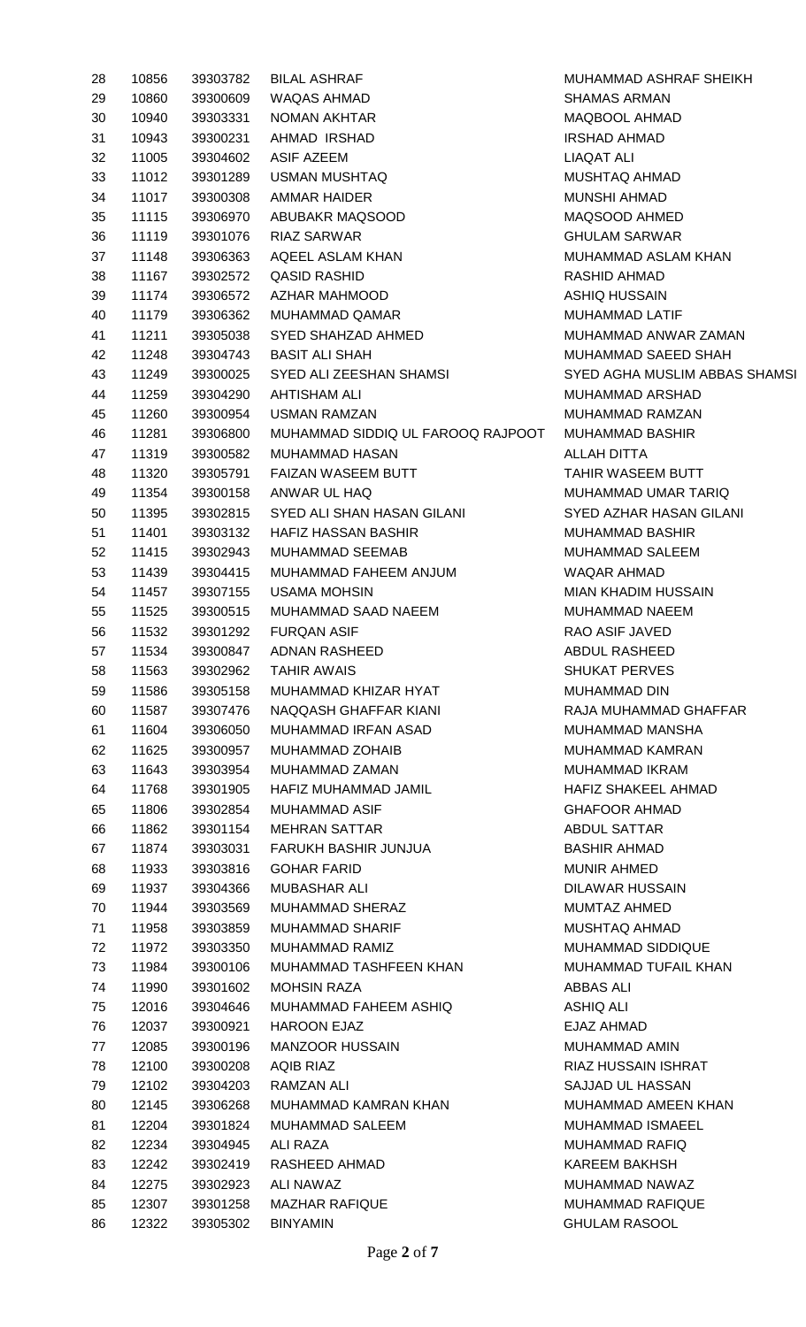| | | | | |
|---|---|---|---|---|
| 28 | 10856 | 39303782 | BILAL ASHRAF | MUHAMMAD ASHRAF SHEIKH |
| 29 | 10860 | 39300609 | WAQAS AHMAD | SHAMAS ARMAN |
| 30 | 10940 | 39303331 | NOMAN AKHTAR | MAQBOOL AHMAD |
| 31 | 10943 | 39300231 | AHMAD IRSHAD | IRSHAD AHMAD |
| 32 | 11005 | 39304602 | ASIF AZEEM | LIAQAT ALI |
| 33 | 11012 | 39301289 | USMAN MUSHTAQ | MUSHTAQ AHMAD |
| 34 | 11017 | 39300308 | AMMAR HAIDER | MUNSHI AHMAD |
| 35 | 11115 | 39306970 | ABUBAKR MAQSOOD | MAQSOOD AHMED |
| 36 | 11119 | 39301076 | RIAZ SARWAR | GHULAM SARWAR |
| 37 | 11148 | 39306363 | AQEEL ASLAM KHAN | MUHAMMAD ASLAM KHAN |
| 38 | 11167 | 39302572 | QASID RASHID | RASHID AHMAD |
| 39 | 11174 | 39306572 | AZHAR MAHMOOD | ASHIQ HUSSAIN |
| 40 | 11179 | 39306362 | MUHAMMAD QAMAR | MUHAMMAD LATIF |
| 41 | 11211 | 39305038 | SYED SHAHZAD AHMED | MUHAMMAD ANWAR ZAMAN |
| 42 | 11248 | 39304743 | BASIT ALI SHAH | MUHAMMAD SAEED SHAH |
| 43 | 11249 | 39300025 | SYED ALI ZEESHAN SHAMSI | SYED AGHA MUSLIM ABBAS SHAMSI |
| 44 | 11259 | 39304290 | AHTISHAM ALI | MUHAMMAD ARSHAD |
| 45 | 11260 | 39300954 | USMAN RAMZAN | MUHAMMAD RAMZAN |
| 46 | 11281 | 39306800 | MUHAMMAD SIDDIQ UL FAROOQ RAJPOOT | MUHAMMAD BASHIR |
| 47 | 11319 | 39300582 | MUHAMMAD HASAN | ALLAH DITTA |
| 48 | 11320 | 39305791 | FAIZAN WASEEM BUTT | TAHIR WASEEM BUTT |
| 49 | 11354 | 39300158 | ANWAR UL HAQ | MUHAMMAD UMAR TARIQ |
| 50 | 11395 | 39302815 | SYED ALI SHAN HASAN GILANI | SYED AZHAR HASAN GILANI |
| 51 | 11401 | 39303132 | HAFIZ HASSAN BASHIR | MUHAMMAD BASHIR |
| 52 | 11415 | 39302943 | MUHAMMAD SEEMAB | MUHAMMAD SALEEM |
| 53 | 11439 | 39304415 | MUHAMMAD FAHEEM ANJUM | WAQAR AHMAD |
| 54 | 11457 | 39307155 | USAMA MOHSIN | MIAN KHADIM HUSSAIN |
| 55 | 11525 | 39300515 | MUHAMMAD SAAD NAEEM | MUHAMMAD NAEEM |
| 56 | 11532 | 39301292 | FURQAN ASIF | RAO ASIF JAVED |
| 57 | 11534 | 39300847 | ADNAN RASHEED | ABDUL RASHEED |
| 58 | 11563 | 39302962 | TAHIR AWAIS | SHUKAT PERVES |
| 59 | 11586 | 39305158 | MUHAMMAD KHIZAR HYAT | MUHAMMAD DIN |
| 60 | 11587 | 39307476 | NAQQASH GHAFFAR KIANI | RAJA MUHAMMAD GHAFFAR |
| 61 | 11604 | 39306050 | MUHAMMAD IRFAN ASAD | MUHAMMAD MANSHA |
| 62 | 11625 | 39300957 | MUHAMMAD ZOHAIB | MUHAMMAD KAMRAN |
| 63 | 11643 | 39303954 | MUHAMMAD ZAMAN | MUHAMMAD IKRAM |
| 64 | 11768 | 39301905 | HAFIZ MUHAMMAD JAMIL | HAFIZ SHAKEEL AHMAD |
| 65 | 11806 | 39302854 | MUHAMMAD ASIF | GHAFOOR AHMAD |
| 66 | 11862 | 39301154 | MEHRAN SATTAR | ABDUL SATTAR |
| 67 | 11874 | 39303031 | FARUKH BASHIR JUNJUA | BASHIR AHMAD |
| 68 | 11933 | 39303816 | GOHAR FARID | MUNIR AHMED |
| 69 | 11937 | 39304366 | MUBASHAR ALI | DILAWAR HUSSAIN |
| 70 | 11944 | 39303569 | MUHAMMAD SHERAZ | MUMTAZ AHMED |
| 71 | 11958 | 39303859 | MUHAMMAD SHARIF | MUSHTAQ AHMAD |
| 72 | 11972 | 39303350 | MUHAMMAD RAMIZ | MUHAMMAD SIDDIQUE |
| 73 | 11984 | 39300106 | MUHAMMAD TASHFEEN KHAN | MUHAMMAD TUFAIL KHAN |
| 74 | 11990 | 39301602 | MOHSIN RAZA | ABBAS ALI |
| 75 | 12016 | 39304646 | MUHAMMAD FAHEEM ASHIQ | ASHIQ ALI |
| 76 | 12037 | 39300921 | HAROON EJAZ | EJAZ AHMAD |
| 77 | 12085 | 39300196 | MANZOOR HUSSAIN | MUHAMMAD AMIN |
| 78 | 12100 | 39300208 | AQIB RIAZ | RIAZ HUSSAIN ISHRAT |
| 79 | 12102 | 39304203 | RAMZAN ALI | SAJJAD UL HASSAN |
| 80 | 12145 | 39306268 | MUHAMMAD KAMRAN KHAN | MUHAMMAD AMEEN KHAN |
| 81 | 12204 | 39301824 | MUHAMMAD SALEEM | MUHAMMAD ISMAEEL |
| 82 | 12234 | 39304945 | ALI RAZA | MUHAMMAD RAFIQ |
| 83 | 12242 | 39302419 | RASHEED AHMAD | KAREEM BAKHSH |
| 84 | 12275 | 39302923 | ALI NAWAZ | MUHAMMAD NAWAZ |
| 85 | 12307 | 39301258 | MAZHAR RAFIQUE | MUHAMMAD RAFIQUE |
| 86 | 12322 | 39305302 | BINYAMIN | GHULAM RASOOL |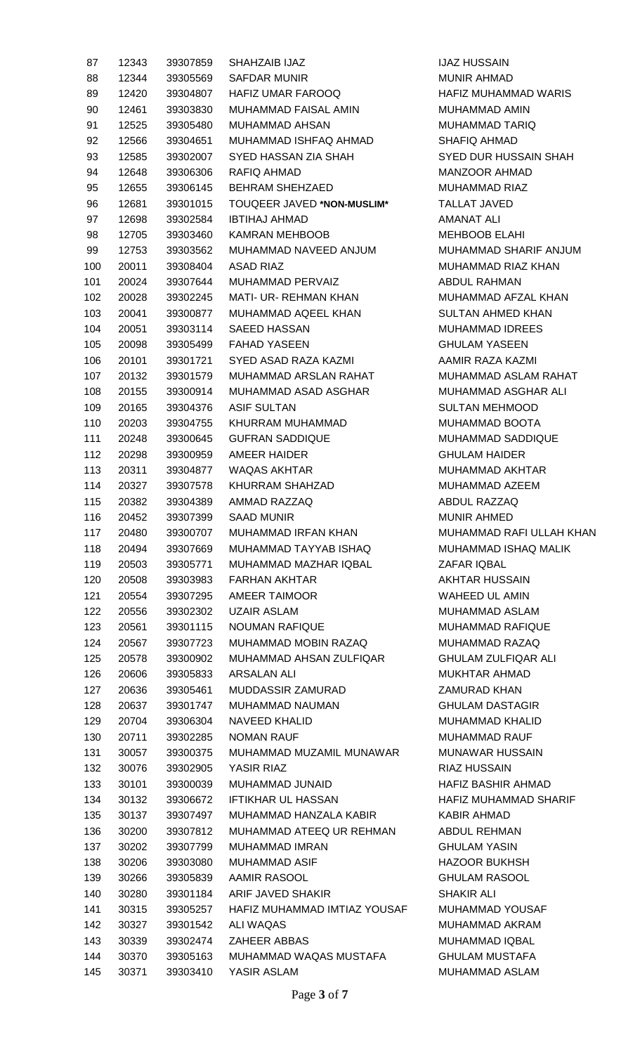| | | | | |
|---|---|---|---|---|
| 87 | 12343 | 39307859 | SHAHZAIB IJAZ | IJAZ HUSSAIN |
| 88 | 12344 | 39305569 | SAFDAR MUNIR | MUNIR AHMAD |
| 89 | 12420 | 39304807 | HAFIZ UMAR FAROOQ | HAFIZ MUHAMMAD WARIS |
| 90 | 12461 | 39303830 | MUHAMMAD FAISAL AMIN | MUHAMMAD AMIN |
| 91 | 12525 | 39305480 | MUHAMMAD AHSAN | MUHAMMAD TARIQ |
| 92 | 12566 | 39304651 | MUHAMMAD ISHFAQ AHMAD | SHAFIQ AHMAD |
| 93 | 12585 | 39302007 | SYED HASSAN ZIA SHAH | SYED DUR HUSSAIN SHAH |
| 94 | 12648 | 39306306 | RAFIQ AHMAD | MANZOOR AHMAD |
| 95 | 12655 | 39306145 | BEHRAM SHEHZAED | MUHAMMAD RIAZ |
| 96 | 12681 | 39301015 | TOUQEER JAVED **\*NON-MUSLIM\*** | TALLAT JAVED |
| 97 | 12698 | 39302584 | IBTIHAJ AHMAD | AMANAT ALI |
| 98 | 12705 | 39303460 | KAMRAN MEHBOOB | MEHBOOB ELAHI |
| 99 | 12753 | 39303562 | MUHAMMAD NAVEED ANJUM | MUHAMMAD SHARIF ANJUM |
| 100 | 20011 | 39308404 | ASAD RIAZ | MUHAMMAD RIAZ KHAN |
| 101 | 20024 | 39307644 | MUHAMMAD PERVAIZ | ABDUL RAHMAN |
| 102 | 20028 | 39302245 | MATI- UR- REHMAN KHAN | MUHAMMAD AFZAL KHAN |
| 103 | 20041 | 39300877 | MUHAMMAD AQEEL KHAN | SULTAN AHMED KHAN |
| 104 | 20051 | 39303114 | SAEED HASSAN | MUHAMMAD IDREES |
| 105 | 20098 | 39305499 | FAHAD YASEEN | GHULAM YASEEN |
| 106 | 20101 | 39301721 | SYED ASAD RAZA KAZMI | AAMIR RAZA KAZMI |
| 107 | 20132 | 39301579 | MUHAMMAD ARSLAN RAHAT | MUHAMMAD ASLAM RAHAT |
| 108 | 20155 | 39300914 | MUHAMMAD ASAD ASGHAR | MUHAMMAD ASGHAR ALI |
| 109 | 20165 | 39304376 | ASIF SULTAN | SULTAN MEHMOOD |
| 110 | 20203 | 39304755 | KHURRAM MUHAMMAD | MUHAMMAD BOOTA |
| 111 | 20248 | 39300645 | GUFRAN SADDIQUE | MUHAMMAD SADDIQUE |
| 112 | 20298 | 39300959 | AMEER HAIDER | GHULAM HAIDER |
| 113 | 20311 | 39304877 | WAQAS AKHTAR | MUHAMMAD AKHTAR |
| 114 | 20327 | 39307578 | KHURRAM SHAHZAD | MUHAMMAD AZEEM |
| 115 | 20382 | 39304389 | AMMAD RAZZAQ | ABDUL RAZZAQ |
| 116 | 20452 | 39307399 | SAAD MUNIR | MUNIR AHMED |
| 117 | 20480 | 39300707 | MUHAMMAD IRFAN KHAN | MUHAMMAD RAFI ULLAH KHAN |
| 118 | 20494 | 39307669 | MUHAMMAD TAYYAB ISHAQ | MUHAMMAD ISHAQ MALIK |
| 119 | 20503 | 39305771 | MUHAMMAD MAZHAR IQBAL | ZAFAR IQBAL |
| 120 | 20508 | 39303983 | FARHAN AKHTAR | AKHTAR HUSSAIN |
| 121 | 20554 | 39307295 | AMEER TAIMOOR | WAHEED UL AMIN |
| 122 | 20556 | 39302302 | UZAIR ASLAM | MUHAMMAD ASLAM |
| 123 | 20561 | 39301115 | NOUMAN RAFIQUE | MUHAMMAD RAFIQUE |
| 124 | 20567 | 39307723 | MUHAMMAD MOBIN RAZAQ | MUHAMMAD RAZAQ |
| 125 | 20578 | 39300902 | MUHAMMAD AHSAN ZULFIQAR | GHULAM ZULFIQAR ALI |
| 126 | 20606 | 39305833 | ARSALAN ALI | MUKHTAR AHMAD |
| 127 | 20636 | 39305461 | MUDDASSIR ZAMURAD | ZAMURAD KHAN |
| 128 | 20637 | 39301747 | MUHAMMAD NAUMAN | GHULAM DASTAGIR |
| 129 | 20704 | 39306304 | NAVEED KHALID | MUHAMMAD KHALID |
| 130 | 20711 | 39302285 | NOMAN RAUF | MUHAMMAD RAUF |
| 131 | 30057 | 39300375 | MUHAMMAD MUZAMIL MUNAWAR | MUNAWAR HUSSAIN |
| 132 | 30076 | 39302905 | YASIR RIAZ | RIAZ HUSSAIN |
| 133 | 30101 | 39300039 | MUHAMMAD JUNAID | HAFIZ BASHIR AHMAD |
| 134 | 30132 | 39306672 | IFTIKHAR UL HASSAN | HAFIZ MUHAMMAD SHARIF |
| 135 | 30137 | 39307497 | MUHAMMAD HANZALA KABIR | KABIR AHMAD |
| 136 | 30200 | 39307812 | MUHAMMAD ATEEQ UR REHMAN | ABDUL REHMAN |
| 137 | 30202 | 39307799 | MUHAMMAD IMRAN | GHULAM YASIN |
| 138 | 30206 | 39303080 | MUHAMMAD ASIF | HAZOOR BUKHSH |
| 139 | 30266 | 39305839 | AAMIR RASOOL | GHULAM RASOOL |
| 140 | 30280 | 39301184 | ARIF JAVED SHAKIR | SHAKIR ALI |
| 141 | 30315 | 39305257 | HAFIZ MUHAMMAD IMTIAZ YOUSAF | MUHAMMAD YOUSAF |
| 142 | 30327 | 39301542 | ALI WAQAS | MUHAMMAD AKRAM |
| 143 | 30339 | 39302474 | ZAHEER ABBAS | MUHAMMAD IQBAL |
| 144 | 30370 | 39305163 | MUHAMMAD WAQAS MUSTAFA | GHULAM MUSTAFA |
| 145 | 30371 | 39303410 | YASIR ASLAM | MUHAMMAD ASLAM |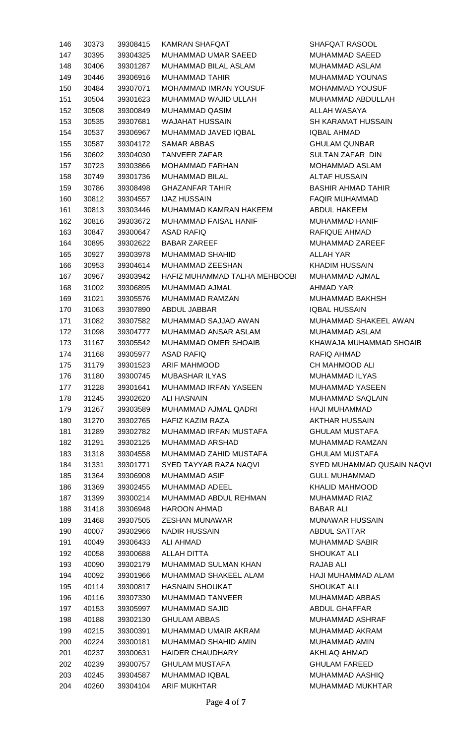| | | | | |
|---|---|---|---|---|
| 146 | 30373 | 39308415 | KAMRAN SHAFQAT | SHAFQAT RASOOL |
| 147 | 30395 | 39304325 | MUHAMMAD UMAR SAEED | MUHAMMAD SAEED |
| 148 | 30406 | 39301287 | MUHAMMAD BILAL ASLAM | MUHAMMAD ASLAM |
| 149 | 30446 | 39306916 | MUHAMMAD TAHIR | MUHAMMAD YOUNAS |
| 150 | 30484 | 39307071 | MOHAMMAD IMRAN YOUSUF | MOHAMMAD YOUSUF |
| 151 | 30504 | 39301623 | MUHAMMAD WAJID ULLAH | MUHAMMAD ABDULLAH |
| 152 | 30508 | 39300849 | MUHAMMAD QASIM | ALLAH WASAYA |
| 153 | 30535 | 39307681 | WAJAHAT HUSSAIN | SH KARAMAT HUSSAIN |
| 154 | 30537 | 39306967 | MUHAMMAD JAVED IQBAL | IQBAL AHMAD |
| 155 | 30587 | 39304172 | SAMAR ABBAS | GHULAM QUNBAR |
| 156 | 30602 | 39304030 | TANVEER ZAFAR | SULTAN ZAFAR DIN |
| 157 | 30723 | 39303866 | MOHAMMAD FARHAN | MOHAMMAD ASLAM |
| 158 | 30749 | 39301736 | MUHAMMAD BILAL | ALTAF HUSSAIN |
| 159 | 30786 | 39308498 | GHAZANFAR TAHIR | BASHIR AHMAD TAHIR |
| 160 | 30812 | 39304557 | IJAZ HUSSAIN | FAQIR MUHAMMAD |
| 161 | 30813 | 39303446 | MUHAMMAD KAMRAN HAKEEM | ABDUL HAKEEM |
| 162 | 30816 | 39303672 | MUHAMMAD FAISAL HANIF | MUHAMMAD HANIF |
| 163 | 30847 | 39300647 | ASAD RAFIQ | RAFIQUE AHMAD |
| 164 | 30895 | 39302622 | BABAR ZAREEF | MUHAMMAD ZAREEF |
| 165 | 30927 | 39303978 | MUHAMMAD SHAHID | ALLAH YAR |
| 166 | 30953 | 39304614 | MUHAMMAD ZEESHAN | KHADIM HUSSAIN |
| 167 | 30967 | 39303942 | HAFIZ MUHAMMAD TALHA MEHBOOBI | MUHAMMAD AJMAL |
| 168 | 31002 | 39306895 | MUHAMMAD AJMAL | AHMAD YAR |
| 169 | 31021 | 39305576 | MUHAMMAD RAMZAN | MUHAMMAD BAKHSH |
| 170 | 31063 | 39307890 | ABDUL JABBAR | IQBAL HUSSAIN |
| 171 | 31082 | 39307582 | MUHAMMAD SAJJAD AWAN | MUHAMMAD SHAKEEL AWAN |
| 172 | 31098 | 39304777 | MUHAMMAD ANSAR ASLAM | MUHAMMAD ASLAM |
| 173 | 31167 | 39305542 | MUHAMMAD OMER SHOAIB | KHAWAJA MUHAMMAD SHOAIB |
| 174 | 31168 | 39305977 | ASAD RAFIQ | RAFIQ AHMAD |
| 175 | 31179 | 39301523 | ARIF MAHMOOD | CH MAHMOOD ALI |
| 176 | 31180 | 39300745 | MUBASHAR ILYAS | MUHAMMAD ILYAS |
| 177 | 31228 | 39301641 | MUHAMMAD IRFAN YASEEN | MUHAMMAD YASEEN |
| 178 | 31245 | 39302620 | ALI HASNAIN | MUHAMMAD SAQLAIN |
| 179 | 31267 | 39303589 | MUHAMMAD AJMAL QADRI | HAJI MUHAMMAD |
| 180 | 31270 | 39302765 | HAFIZ KAZIM RAZA | AKTHAR HUSSAIN |
| 181 | 31289 | 39302782 | MUHAMMAD IRFAN MUSTAFA | GHULAM MUSTAFA |
| 182 | 31291 | 39302125 | MUHAMMAD ARSHAD | MUHAMMAD RAMZAN |
| 183 | 31318 | 39304558 | MUHAMMAD ZAHID MUSTAFA | GHULAM MUSTAFA |
| 184 | 31331 | 39301771 | SYED TAYYAB RAZA NAQVI | SYED MUHAMMAD QUSAIN NAQVI |
| 185 | 31364 | 39306908 | MUHAMMAD ASIF | GULL MUHAMMAD |
| 186 | 31369 | 39302455 | MUHAMMAD ADEEL | KHALID MAHMOOD |
| 187 | 31399 | 39300214 | MUHAMMAD ABDUL REHMAN | MUHAMMAD RIAZ |
| 188 | 31418 | 39306948 | HAROON AHMAD | BABAR ALI |
| 189 | 31468 | 39307505 | ZESHAN MUNAWAR | MUNAWAR HUSSAIN |
| 190 | 40007 | 39302966 | NADIR HUSSAIN | ABDUL SATTAR |
| 191 | 40049 | 39306433 | ALI AHMAD | MUHAMMAD SABIR |
| 192 | 40058 | 39300688 | ALLAH DITTA | SHOUKAT ALI |
| 193 | 40090 | 39302179 | MUHAMMAD SULMAN KHAN | RAJAB ALI |
| 194 | 40092 | 39301966 | MUHAMMAD SHAKEEL ALAM | HAJI MUHAMMAD ALAM |
| 195 | 40114 | 39300817 | HASNAIN SHOUKAT | SHOUKAT ALI |
| 196 | 40116 | 39307330 | MUHAMMAD TANVEER | MUHAMMAD ABBAS |
| 197 | 40153 | 39305997 | MUHAMMAD SAJID | ABDUL GHAFFAR |
| 198 | 40188 | 39302130 | GHULAM ABBAS | MUHAMMAD ASHRAF |
| 199 | 40215 | 39300391 | MUHAMMAD UMAIR AKRAM | MUHAMMAD AKRAM |
| 200 | 40224 | 39300181 | MUHAMMAD SHAHID AMIN | MUHAMMAD AMIN |
| 201 | 40237 | 39300631 | HAIDER CHAUDHARY | AKHLAQ AHMAD |
| 202 | 40239 | 39300757 | GHULAM MUSTAFA | GHULAM FAREED |
| 203 | 40245 | 39304587 | MUHAMMAD IQBAL | MUHAMMAD AASHIQ |
| 204 | 40260 | 39304104 | ARIF MUKHTAR | MUHAMMAD MUKHTAR |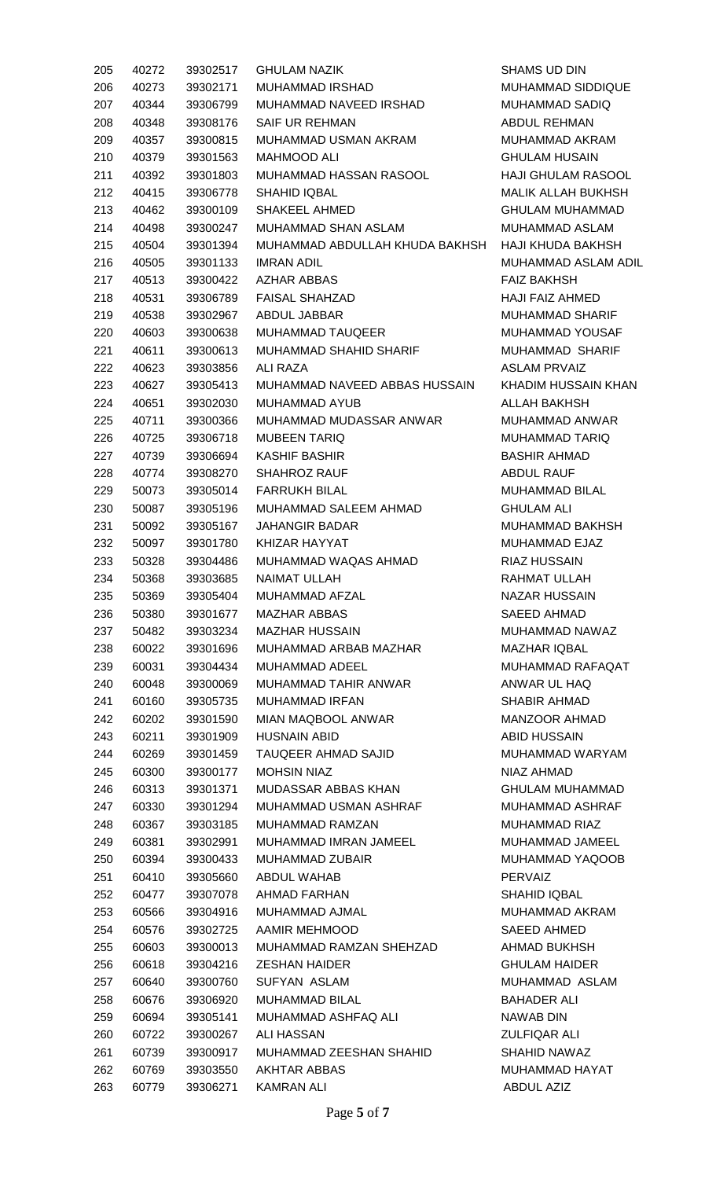| | | | | |
|---|---|---|---|---|
| 205 | 40272 | 39302517 | GHULAM NAZIK | SHAMS UD DIN |
| 206 | 40273 | 39302171 | MUHAMMAD IRSHAD | MUHAMMAD SIDDIQUE |
| 207 | 40344 | 39306799 | MUHAMMAD NAVEED IRSHAD | MUHAMMAD SADIQ |
| 208 | 40348 | 39308176 | SAIF UR REHMAN | ABDUL REHMAN |
| 209 | 40357 | 39300815 | MUHAMMAD USMAN AKRAM | MUHAMMAD AKRAM |
| 210 | 40379 | 39301563 | MAHMOOD ALI | GHULAM HUSAIN |
| 211 | 40392 | 39301803 | MUHAMMAD HASSAN RASOOL | HAJI GHULAM RASOOL |
| 212 | 40415 | 39306778 | SHAHID IQBAL | MALIK ALLAH BUKHSH |
| 213 | 40462 | 39300109 | SHAKEEL AHMED | GHULAM MUHAMMAD |
| 214 | 40498 | 39300247 | MUHAMMAD SHAN ASLAM | MUHAMMAD ASLAM |
| 215 | 40504 | 39301394 | MUHAMMAD ABDULLAH KHUDA BAKHSH | HAJI KHUDA BAKHSH |
| 216 | 40505 | 39301133 | IMRAN ADIL | MUHAMMAD ASLAM ADIL |
| 217 | 40513 | 39300422 | AZHAR ABBAS | FAIZ BAKHSH |
| 218 | 40531 | 39306789 | FAISAL SHAHZAD | HAJI FAIZ AHMED |
| 219 | 40538 | 39302967 | ABDUL JABBAR | MUHAMMAD SHARIF |
| 220 | 40603 | 39300638 | MUHAMMAD TAUQEER | MUHAMMAD YOUSAF |
| 221 | 40611 | 39300613 | MUHAMMAD SHAHID SHARIF | MUHAMMAD SHARIF |
| 222 | 40623 | 39303856 | ALI RAZA | ASLAM PRVAIZ |
| 223 | 40627 | 39305413 | MUHAMMAD NAVEED ABBAS HUSSAIN | KHADIM HUSSAIN KHAN |
| 224 | 40651 | 39302030 | MUHAMMAD AYUB | ALLAH BAKHSH |
| 225 | 40711 | 39300366 | MUHAMMAD MUDASSAR ANWAR | MUHAMMAD ANWAR |
| 226 | 40725 | 39306718 | MUBEEN TARIQ | MUHAMMAD TARIQ |
| 227 | 40739 | 39306694 | KASHIF BASHIR | BASHIR AHMAD |
| 228 | 40774 | 39308270 | SHAHROZ RAUF | ABDUL RAUF |
| 229 | 50073 | 39305014 | FARRUKH BILAL | MUHAMMAD BILAL |
| 230 | 50087 | 39305196 | MUHAMMAD SALEEM AHMAD | GHULAM ALI |
| 231 | 50092 | 39305167 | JAHANGIR BADAR | MUHAMMAD BAKHSH |
| 232 | 50097 | 39301780 | KHIZAR HAYYAT | MUHAMMAD EJAZ |
| 233 | 50328 | 39304486 | MUHAMMAD WAQAS AHMAD | RIAZ HUSSAIN |
| 234 | 50368 | 39303685 | NAIMAT ULLAH | RAHMAT ULLAH |
| 235 | 50369 | 39305404 | MUHAMMAD AFZAL | NAZAR HUSSAIN |
| 236 | 50380 | 39301677 | MAZHAR ABBAS | SAEED AHMAD |
| 237 | 50482 | 39303234 | MAZHAR HUSSAIN | MUHAMMAD NAWAZ |
| 238 | 60022 | 39301696 | MUHAMMAD ARBAB MAZHAR | MAZHAR IQBAL |
| 239 | 60031 | 39304434 | MUHAMMAD ADEEL | MUHAMMAD RAFAQAT |
| 240 | 60048 | 39300069 | MUHAMMAD TAHIR ANWAR | ANWAR UL HAQ |
| 241 | 60160 | 39305735 | MUHAMMAD IRFAN | SHABIR AHMAD |
| 242 | 60202 | 39301590 | MIAN MAQBOOL ANWAR | MANZOOR AHMAD |
| 243 | 60211 | 39301909 | HUSNAIN ABID | ABID HUSSAIN |
| 244 | 60269 | 39301459 | TAUQEER AHMAD SAJID | MUHAMMAD WARYAM |
| 245 | 60300 | 39300177 | MOHSIN NIAZ | NIAZ AHMAD |
| 246 | 60313 | 39301371 | MUDASSAR ABBAS KHAN | GHULAM MUHAMMAD |
| 247 | 60330 | 39301294 | MUHAMMAD USMAN ASHRAF | MUHAMMAD ASHRAF |
| 248 | 60367 | 39303185 | MUHAMMAD RAMZAN | MUHAMMAD RIAZ |
| 249 | 60381 | 39302991 | MUHAMMAD IMRAN JAMEEL | MUHAMMAD JAMEEL |
| 250 | 60394 | 39300433 | MUHAMMAD ZUBAIR | MUHAMMAD YAQOOB |
| 251 | 60410 | 39305660 | ABDUL WAHAB | PERVAIZ |
| 252 | 60477 | 39307078 | AHMAD FARHAN | SHAHID IQBAL |
| 253 | 60566 | 39304916 | MUHAMMAD AJMAL | MUHAMMAD AKRAM |
| 254 | 60576 | 39302725 | AAMIR MEHMOOD | SAEED AHMED |
| 255 | 60603 | 39300013 | MUHAMMAD RAMZAN SHEHZAD | AHMAD BUKHSH |
| 256 | 60618 | 39304216 | ZESHAN HAIDER | GHULAM HAIDER |
| 257 | 60640 | 39300760 | SUFYAN ASLAM | MUHAMMAD ASLAM |
| 258 | 60676 | 39306920 | MUHAMMAD BILAL | BAHADER ALI |
| 259 | 60694 | 39305141 | MUHAMMAD ASHFAQ ALI | NAWAB DIN |
| 260 | 60722 | 39300267 | ALI HASSAN | ZULFIQAR ALI |
| 261 | 60739 | 39300917 | MUHAMMAD ZEESHAN SHAHID | SHAHID NAWAZ |
| 262 | 60769 | 39303550 | AKHTAR ABBAS | MUHAMMAD HAYAT |
| 263 | 60779 | 39306271 | KAMRAN ALI | ABDUL AZIZ |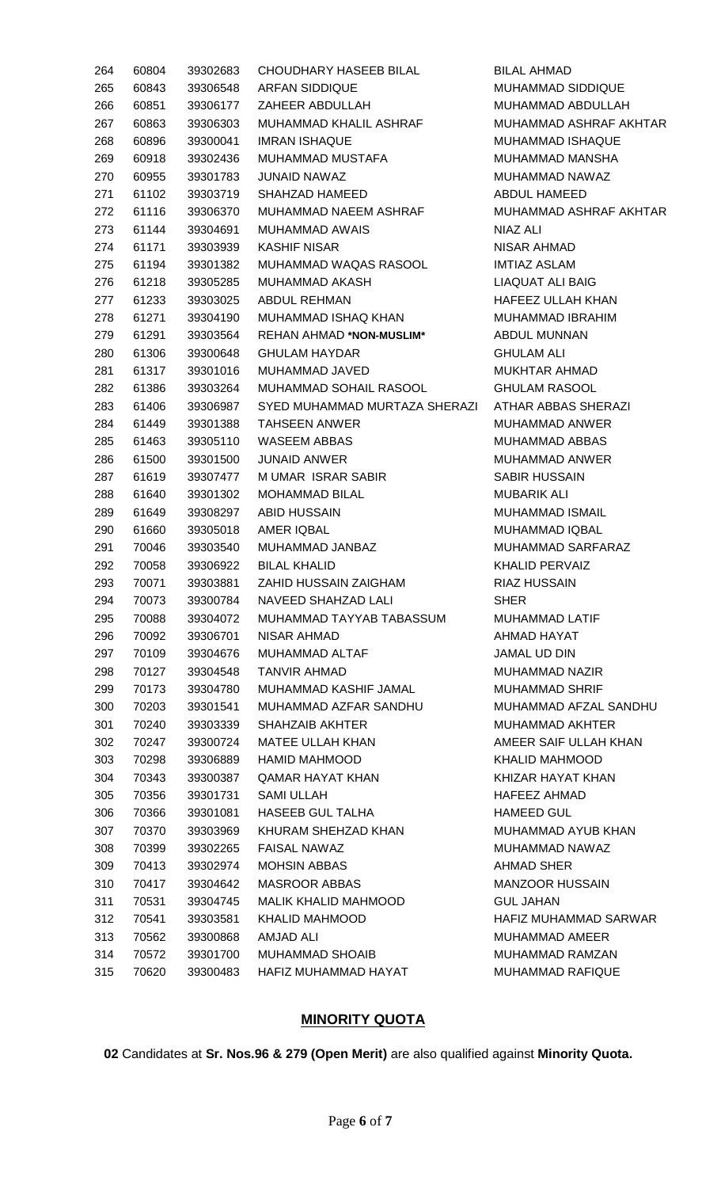| 264 | 60804 | 39302683 | CHOUDHARY HASEEB BILAL | BILAL AHMAD |
|---|---|---|---|---|
| 265 | 60843 | 39306548 | ARFAN SIDDIQUE | MUHAMMAD SIDDIQUE |
| 266 | 60851 | 39306177 | ZAHEER ABDULLAH | MUHAMMAD ABDULLAH |
| 267 | 60863 | 39306303 | MUHAMMAD KHALIL ASHRAF | MUHAMMAD ASHRAF AKHTAR |
| 268 | 60896 | 39300041 | IMRAN ISHAQUE | MUHAMMAD ISHAQUE |
| 269 | 60918 | 39302436 | MUHAMMAD MUSTAFA | MUHAMMAD MANSHA |
| 270 | 60955 | 39301783 | JUNAID NAWAZ | MUHAMMAD NAWAZ |
| 271 | 61102 | 39303719 | SHAHZAD HAMEED | ABDUL HAMEED |
| 272 | 61116 | 39306370 | MUHAMMAD NAEEM ASHRAF | MUHAMMAD ASHRAF AKHTAR |
| 273 | 61144 | 39304691 | MUHAMMAD AWAIS | NIAZ ALI |
| 274 | 61171 | 39303939 | KASHIF NISAR | NISAR AHMAD |
| 275 | 61194 | 39301382 | MUHAMMAD WAQAS RASOOL | IMTIAZ ASLAM |
| 276 | 61218 | 39305285 | MUHAMMAD AKASH | LIAQUAT ALI BAIG |
| 277 | 61233 | 39303025 | ABDUL REHMAN | HAFEEZ ULLAH KHAN |
| 278 | 61271 | 39304190 | MUHAMMAD ISHAQ KHAN | MUHAMMAD IBRAHIM |
| 279 | 61291 | 39303564 | REHAN AHMAD ***NON-MUSLIM*** | ABDUL MUNNAN |
| 280 | 61306 | 39300648 | GHULAM HAYDAR | GHULAM ALI |
| 281 | 61317 | 39301016 | MUHAMMAD JAVED | MUKHTAR AHMAD |
| 282 | 61386 | 39303264 | MUHAMMAD SOHAIL RASOOL | GHULAM RASOOL |
| 283 | 61406 | 39306987 | SYED MUHAMMAD MURTAZA SHERAZI | ATHAR ABBAS SHERAZI |
| 284 | 61449 | 39301388 | TAHSEEN ANWER | MUHAMMAD ANWER |
| 285 | 61463 | 39305110 | WASEEM ABBAS | MUHAMMAD ABBAS |
| 286 | 61500 | 39301500 | JUNAID ANWER | MUHAMMAD ANWER |
| 287 | 61619 | 39307477 | M UMAR ISRAR SABIR | SABIR HUSSAIN |
| 288 | 61640 | 39301302 | MOHAMMAD BILAL | MUBARIK ALI |
| 289 | 61649 | 39308297 | ABID HUSSAIN | MUHAMMAD ISMAIL |
| 290 | 61660 | 39305018 | AMER IQBAL | MUHAMMAD IQBAL |
| 291 | 70046 | 39303540 | MUHAMMAD JANBAZ | MUHAMMAD SARFARAZ |
| 292 | 70058 | 39306922 | BILAL KHALID | KHALID PERVAIZ |
| 293 | 70071 | 39303881 | ZAHID HUSSAIN ZAIGHAM | RIAZ HUSSAIN |
| 294 | 70073 | 39300784 | NAVEED SHAHZAD LALI | SHER |
| 295 | 70088 | 39304072 | MUHAMMAD TAYYAB TABASSUM | MUHAMMAD LATIF |
| 296 | 70092 | 39306701 | NISAR AHMAD | AHMAD HAYAT |
| 297 | 70109 | 39304676 | MUHAMMAD ALTAF | JAMAL UD DIN |
| 298 | 70127 | 39304548 | TANVIR AHMAD | MUHAMMAD NAZIR |
| 299 | 70173 | 39304780 | MUHAMMAD KASHIF JAMAL | MUHAMMAD SHRIF |
| 300 | 70203 | 39301541 | MUHAMMAD AZFAR SANDHU | MUHAMMAD AFZAL SANDHU |
| 301 | 70240 | 39303339 | SHAHZAIB AKHTER | MUHAMMAD AKHTER |
| 302 | 70247 | 39300724 | MATEE ULLAH KHAN | AMEER SAIF ULLAH KHAN |
| 303 | 70298 | 39306889 | HAMID MAHMOOD | KHALID MAHMOOD |
| 304 | 70343 | 39300387 | QAMAR HAYAT KHAN | KHIZAR HAYAT KHAN |
| 305 | 70356 | 39301731 | SAMI ULLAH | HAFEEZ AHMAD |
| 306 | 70366 | 39301081 | HASEEB GUL TALHA | HAMEED GUL |
| 307 | 70370 | 39303969 | KHURAM SHEHZAD KHAN | MUHAMMAD AYUB KHAN |
| 308 | 70399 | 39302265 | FAISAL NAWAZ | MUHAMMAD NAWAZ |
| 309 | 70413 | 39302974 | MOHSIN ABBAS | AHMAD SHER |
| 310 | 70417 | 39304642 | MASROOR ABBAS | MANZOOR HUSSAIN |
| 311 | 70531 | 39304745 | MALIK KHALID MAHMOOD | GUL JAHAN |
| 312 | 70541 | 39303581 | KHALID MAHMOOD | HAFIZ MUHAMMAD SARWAR |
| 313 | 70562 | 39300868 | AMJAD ALI | MUHAMMAD AMEER |
| 314 | 70572 | 39301700 | MUHAMMAD SHOAIB | MUHAMMAD RAMZAN |
| 315 | 70620 | 39300483 | HAFIZ MUHAMMAD HAYAT | MUHAMMAD RAFIQUE |

## MINORITY QUOTA

**02** Candidates at **Sr. Nos.96 & 279 (Open Merit)** are also qualified against **Minority Quota.**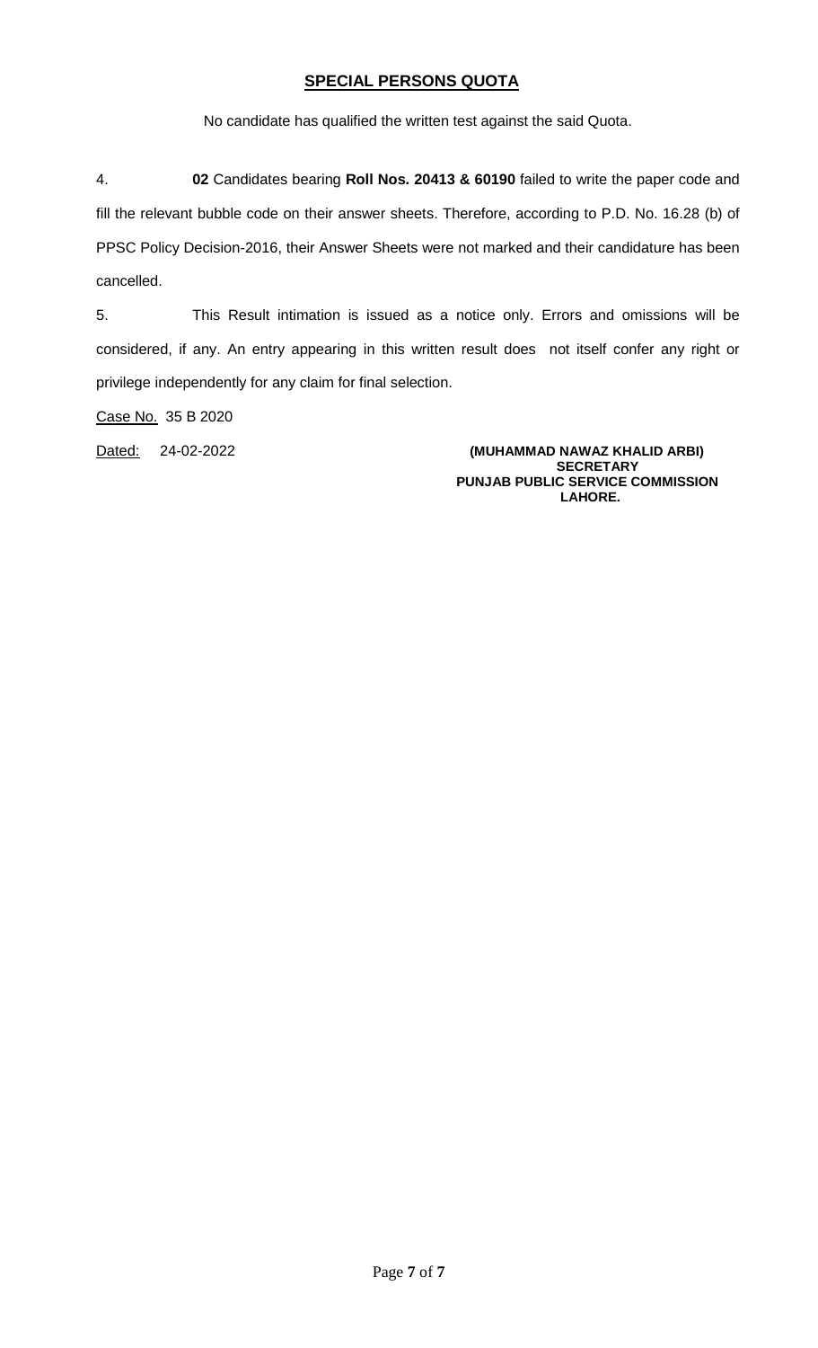## SPECIAL PERSONS QUOTA

No candidate has qualified the written test against the said Quota.

4. **02** Candidates bearing **Roll Nos. 20413 & 60190** failed to write the paper code and fill the relevant bubble code on their answer sheets. Therefore, according to P.D. No. 16.28 (b) of PPSC Policy Decision-2016, their Answer Sheets were not marked and their candidature has been cancelled.

5. This Result intimation is issued as a notice only. Errors and omissions will be considered, if any. An entry appearing in this written result does not itself confer any right or privilege independently for any claim for final selection.

Case No. 35 B 2020

Dated: 24-02-2022

**(MUHAMMAD NAWAZ KHALID ARBI)**
**SECRETARY**
**PUNJAB PUBLIC SERVICE COMMISSION**
**LAHORE.**